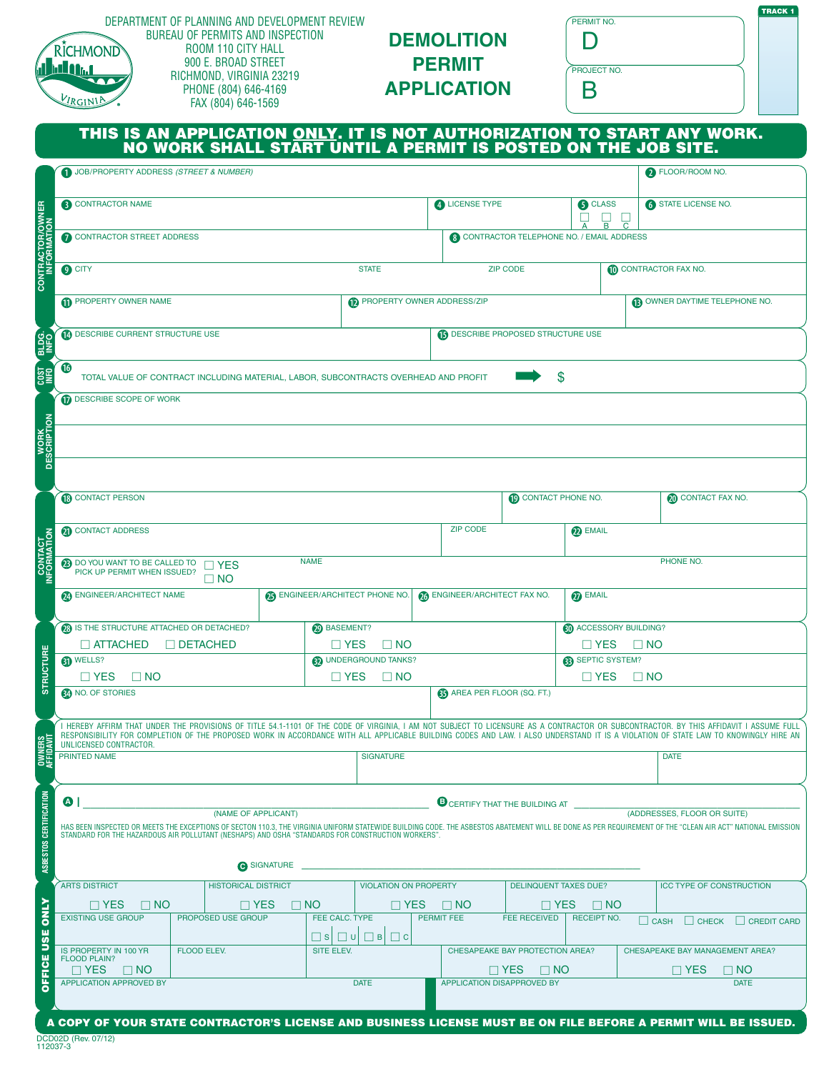DEPARTMENT OF PLANNING AND DEVELOPMENT REVIEW
BUREAU OF PERMITS AND INSPECTION
ROOM 110 CITY HALL
900 E. BROAD STREET
RICHMOND, VIRGINIA 23219
PHONE (804) 646-4169
FAX (804) 646-1569

# DEMOLITION PERMIT APPLICATION

PERMIT NO. D

PROJECT NO. B

TRACK 1

**THIS IS AN APPLICATION ONLY. IT IS NOT AUTHORIZATION TO START ANY WORK. NO WORK SHALL START UNTIL A PERMIT IS POSTED ON THE JOB SITE.**

## CONTRACTOR/OWNER INFORMATION

1. JOB/PROPERTY ADDRESS *(STREET & NUMBER)*
2. FLOOR/ROOM NO.
3. CONTRACTOR NAME
4. LICENSE TYPE
5. CLASS ☐ A ☐ B ☐ C
6. STATE LICENSE NO.
7. CONTRACTOR STREET ADDRESS
8. CONTRACTOR TELEPHONE NO. / EMAIL ADDRESS
9. CITY — STATE — ZIP CODE
10. CONTRACTOR FAX NO.
11. PROPERTY OWNER NAME
12. PROPERTY OWNER ADDRESS/ZIP
13. OWNER DAYTIME TELEPHONE NO.

## BLDG. INFO

14. DESCRIBE CURRENT STRUCTURE USE
15. DESCRIBE PROPOSED STRUCTURE USE

## COST INFO

16. TOTAL VALUE OF CONTRACT INCLUDING MATERIAL, LABOR, SUBCONTRACTS OVERHEAD AND PROFIT ➡ $

## WORK DESCRIPTION

17. DESCRIBE SCOPE OF WORK

## CONTACT INFORMATION

18. CONTACT PERSON
19. CONTACT PHONE NO.
20. CONTACT FAX NO.
21. CONTACT ADDRESS — ZIP CODE
22. EMAIL
23. DO YOU WANT TO BE CALLED TO PICK UP PERMIT WHEN ISSUED? ☐ YES ☐ NO — NAME — PHONE NO.
24. ENGINEER/ARCHITECT NAME
25. ENGINEER/ARCHITECT PHONE NO.
26. ENGINEER/ARCHITECT FAX NO.
27. EMAIL

## STRUCTURE

28. IS THE STRUCTURE ATTACHED OR DETACHED? ☐ ATTACHED ☐ DETACHED
29. BASEMENT? ☐ YES ☐ NO
30. ACCESSORY BUILDING? ☐ YES ☐ NO
31. WELLS? ☐ YES ☐ NO
32. UNDERGROUND TANKS? ☐ YES ☐ NO
33. SEPTIC SYSTEM? ☐ YES ☐ NO
34. NO. OF STORIES
35. AREA PER FLOOR (SQ. FT.)

## OWNERS AFFIDAVIT

I HEREBY AFFIRM THAT UNDER THE PROVISIONS OF TITLE 54.1-1101 OF THE CODE OF VIRGINIA, I AM NOT SUBJECT TO LICENSURE AS A CONTRACTOR OR SUBCONTRACTOR. BY THIS AFFIDAVIT I ASSUME FULL RESPONSIBILITY FOR COMPLETION OF THE PROPOSED WORK IN ACCORDANCE WITH ALL APPLICABLE BUILDING CODES AND LAW. I ALSO UNDERSTAND IT IS A VIOLATION OF STATE LAW TO KNOWINGLY HIRE AN UNLICENSED CONTRACTOR.

PRINTED NAME — SIGNATURE — DATE

## ASBESTOS CERTIFICATION

A. I ______________________ (NAME OF APPLICANT) B. CERTIFY THAT THE BUILDING AT ______________________ (ADDRESSES, FLOOR OR SUITE)

HAS BEEN INSPECTED OR MEETS THE EXCEPTIONS OF SECTON 110.3, THE VIRGINIA UNIFORM STATEWIDE BUILDING CODE. THE ASBESTOS ABATEMENT WILL BE DONE AS PER REQUIREMENT OF THE "CLEAN AIR ACT" NATIONAL EMISSION STANDARD FOR THE HAZARDOUS AIR POLLUTANT (NESHAPS) AND OSHA "STANDARDS FOR CONSTRUCTION WORKERS".

C. SIGNATURE ______________________

## OFFICE USE ONLY

| ARTS DISTRICT | HISTORICAL DISTRICT | VIOLATION ON PROPERTY | DELINQUENT TAXES DUE? | ICC TYPE OF CONSTRUCTION |
|---|---|---|---|---|
| ☐ YES ☐ NO | ☐ YES ☐ NO | ☐ YES ☐ NO | ☐ YES ☐ NO | |

| EXISTING USE GROUP | PROPOSED USE GROUP | FEE CALC. TYPE | PERMIT FEE | FEE RECEIVED | RECEIPT NO. | |
|---|---|---|---|---|---|---|
| | | ☐ S ☐ U ☐ B ☐ C | | | | ☐ CASH ☐ CHECK ☐ CREDIT CARD |

| IS PROPERTY IN 100 YR FLOOD PLAIN? | FLOOD ELEV. | SITE ELEV. | CHESAPEAKE BAY PROTECTION AREA? | CHESAPEAKE BAY MANAGEMENT AREA? |
|---|---|---|---|---|
| ☐ YES ☐ NO | | | ☐ YES ☐ NO | ☐ YES ☐ NO |

| APPLICATION APPROVED BY | DATE | APPLICATION DISAPPROVED BY | DATE |
|---|---|---|---|
| | | | |

**A COPY OF YOUR STATE CONTRACTOR'S LICENSE AND BUSINESS LICENSE MUST BE ON FILE BEFORE A PERMIT WILL BE ISSUED.**

DCD02D (Rev. 07/12)
112037-3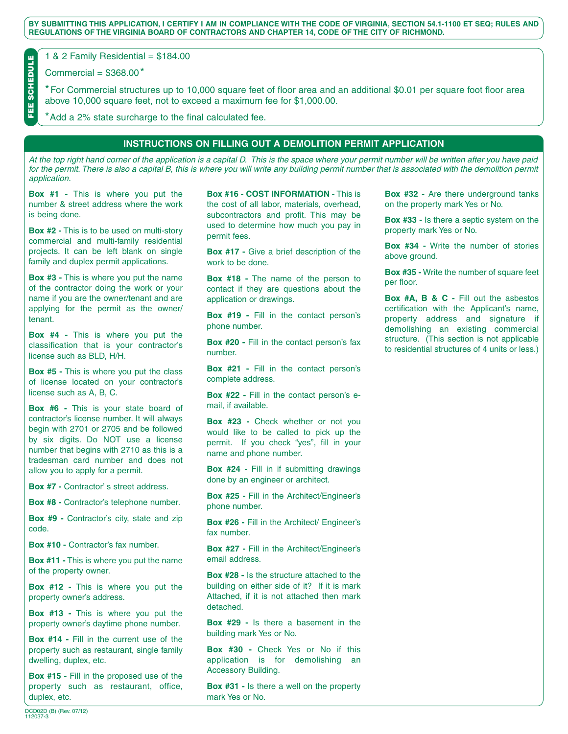**BY SUBMITTING THIS APPLICATION, I CERTIFY I AM IN COMPLIANCE WITH THE CODE OF VIRGINIA, SECTION 54.1-1100 ET SEQ; RULES AND REGULATIONS OF THE VIRGINIA BOARD OF CONTRACTORS AND CHAPTER 14, CODE OF THE CITY OF RICHMOND.**

**FEE SCHEDULE**

1 & 2 Family Residential = $184.00

Commercial = $368.00*

*For Commercial structures up to 10,000 square feet of floor area and an additional $0.01 per square foot floor area above 10,000 square feet, not to exceed a maximum fee for $1,000.00.

*Add a 2% state surcharge to the final calculated fee.

## INSTRUCTIONS ON FILLING OUT A DEMOLITION PERMIT APPLICATION

*At the top right hand corner of the application is a capital D. This is the space where your permit number will be written after you have paid for the permit. There is also a capital B, this is where you will write any building permit number that is associated with the demolition permit application.*

**Box #1 -** This is where you put the number & street address where the work is being done.

**Box #2 -** This is to be used on multi-story commercial and multi-family residential projects. It can be left blank on single family and duplex permit applications.

**Box #3 -** This is where you put the name of the contractor doing the work or your name if you are the owner/tenant and are applying for the permit as the owner/tenant.

**Box #4 -** This is where you put the classification that is your contractor's license such as BLD, H/H.

**Box #5 -** This is where you put the class of license located on your contractor's license such as A, B, C.

**Box #6 -** This is your state board of contractor's license number. It will always begin with 2701 or 2705 and be followed by six digits. Do NOT use a license number that begins with 2710 as this is a tradesman card number and does not allow you to apply for a permit.

**Box #7 -** Contractor' s street address.

**Box #8 -** Contractor's telephone number.

**Box #9 -** Contractor's city, state and zip code.

**Box #10 -** Contractor's fax number.

**Box #11 -** This is where you put the name of the property owner.

**Box #12 -** This is where you put the property owner's address.

**Box #13 -** This is where you put the property owner's daytime phone number.

**Box #14 -** Fill in the current use of the property such as restaurant, single family dwelling, duplex, etc.

**Box #15 -** Fill in the proposed use of the property such as restaurant, office, duplex, etc.

**Box #16 - COST INFORMATION -** This is the cost of all labor, materials, overhead, subcontractors and profit. This may be used to determine how much you pay in permit fees.

**Box #17 -** Give a brief description of the work to be done.

**Box #18 -** The name of the person to contact if they are questions about the application or drawings.

**Box #19 -** Fill in the contact person's phone number.

**Box #20 -** Fill in the contact person's fax number.

**Box #21 -** Fill in the contact person's complete address.

**Box #22 -** Fill in the contact person's e-mail, if available.

**Box #23 -** Check whether or not you would like to be called to pick up the permit. If you check "yes", fill in your name and phone number.

**Box #24 -** Fill in if submitting drawings done by an engineer or architect.

**Box #25 -** Fill in the Architect/Engineer's phone number.

**Box #26 -** Fill in the Architect/ Engineer's fax number.

**Box #27 -** Fill in the Architect/Engineer's email address.

**Box #28 -** Is the structure attached to the building on either side of it? If it is mark Attached, if it is not attached then mark detached.

**Box #29 -** Is there a basement in the building mark Yes or No.

**Box #30 -** Check Yes or No if this application is for demolishing an Accessory Building.

**Box #31 -** Is there a well on the property mark Yes or No.

**Box #32 -** Are there underground tanks on the property mark Yes or No.

**Box #33 -** Is there a septic system on the property mark Yes or No.

**Box #34 -** Write the number of stories above ground.

**Box #35 -** Write the number of square feet per floor.

**Box #A, B & C -** Fill out the asbestos certification with the Applicant's name, property address and signature if demolishing an existing commercial structure. (This section is not applicable to residential structures of 4 units or less.)

DCD02D (B) (Rev. 07/12)
112037-3